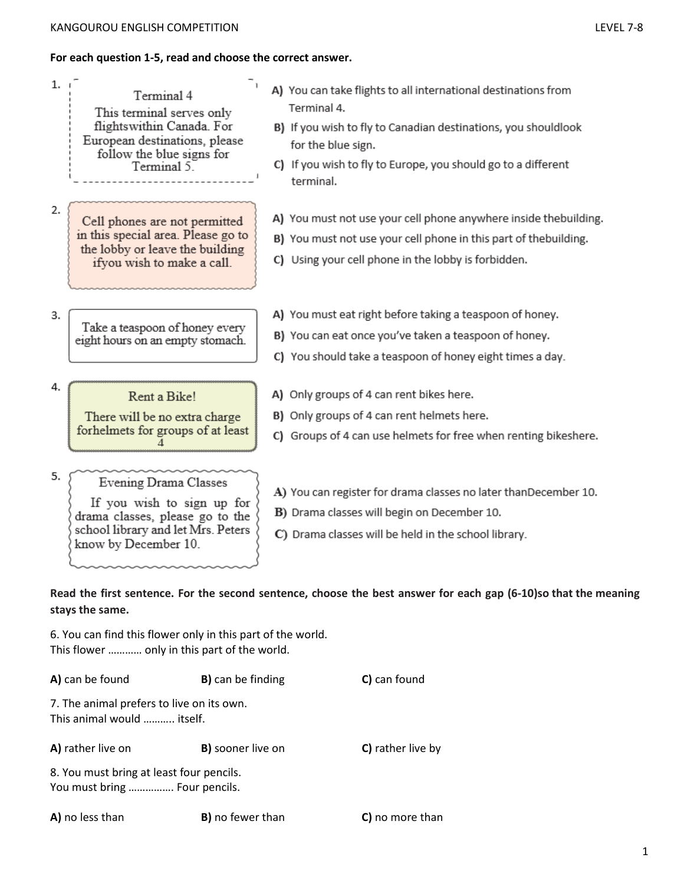**For each question 1-5, read and choose the correct answer.**

1.

> Terminal 4
>
> This terminal serves only flightswithin Canada. For European destinations, please follow the blue signs for Terminal 5.

**A)** You can take flights to all international destinations from Terminal 4.
**B)** If you wish to fly to Canadian destinations, you shouldlook for the blue sign.
**C)** If you wish to fly to Europe, you should go to a different terminal.

2.

> Cell phones are not permitted in this special area. Please go to the lobby or leave the building ifyou wish to make a call.

**A)** You must not use your cell phone anywhere inside thebuilding.
**B)** You must not use your cell phone in this part of thebuilding.
**C)** Using your cell phone in the lobby is forbidden.

3.

> Take a teaspoon of honey every eight hours on an empty stomach.

**A)** You must eat right before taking a teaspoon of honey.
**B)** You can eat once you've taken a teaspoon of honey.
**C)** You should take a teaspoon of honey eight times a day.

4.

> Rent a Bike!
>
> There will be no extra charge forhelmets for groups of at least 4

**A)** Only groups of 4 can rent bikes here.
**B)** Only groups of 4 can rent helmets here.
**C)** Groups of 4 can use helmets for free when renting bikeshere.

5.

> Evening Drama Classes
>
> If you wish to sign up for drama classes, please go to the school library and let Mrs. Peters know by December 10.

**A)** You can register for drama classes no later thanDecember 10.
**B)** Drama classes will begin on December 10.
**C)** Drama classes will be held in the school library.

**Read the first sentence. For the second sentence, choose the best answer for each gap (6-10)so that the meaning stays the same.**

6. You can find this flower only in this part of the world.
This flower ………… only in this part of the world.

**A)** can be found  **B)** can be finding  **C)** can found

7. The animal prefers to live on its own.
This animal would ……….. itself.

**A)** rather live on  **B)** sooner live on  **C)** rather live by

8. You must bring at least four pencils.
You must bring ……………. Four pencils.

**A)** no less than  **B)** no fewer than  **C)** no more than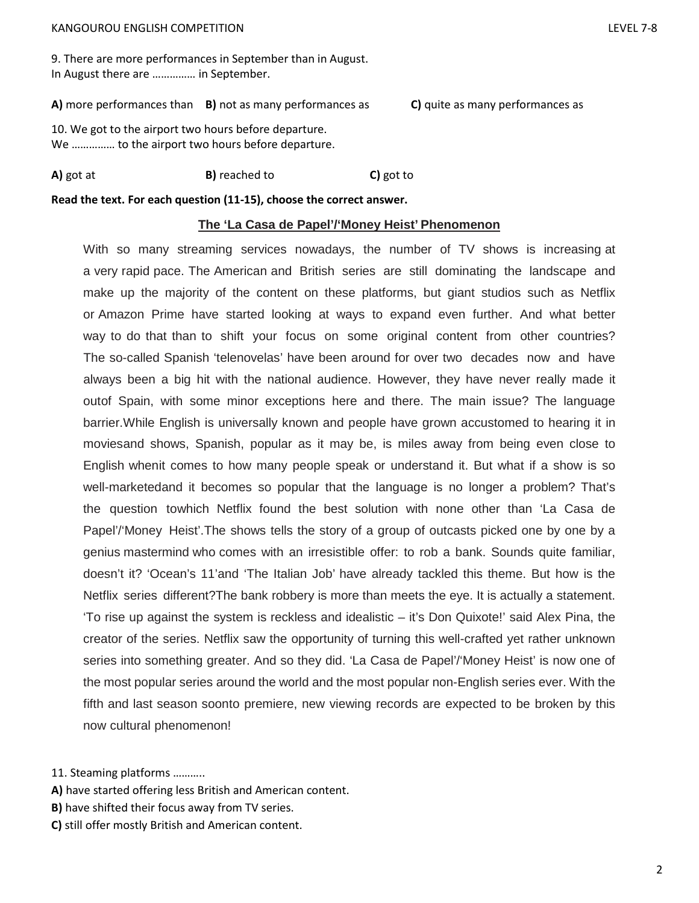9. There are more performances in September than in August.
In August there are …………… in September.

**A)** more performances than **B)** not as many performances as **C)** quite as many performances as

10. We got to the airport two hours before departure.
We …………… to the airport two hours before departure.

**A)** got at **B)** reached to **C)** got to

**Read the text. For each question (11-15), choose the correct answer.**

## The 'La Casa de Papel'/'Money Heist' Phenomenon

With so many streaming services nowadays, the number of TV shows is increasing at a very rapid pace. The American and British series are still dominating the landscape and make up the majority of the content on these platforms, but giant studios such as Netflix or Amazon Prime have started looking at ways to expand even further. And what better way to do that than to shift your focus on some original content from other countries? The so-called Spanish 'telenovelas' have been around for over two decades now and have always been a big hit with the national audience. However, they have never really made it outof Spain, with some minor exceptions here and there. The main issue? The language barrier.While English is universally known and people have grown accustomed to hearing it in moviesand shows, Spanish, popular as it may be, is miles away from being even close to English whenit comes to how many people speak or understand it. But what if a show is so well-marketedand it becomes so popular that the language is no longer a problem? That's the question towhich Netflix found the best solution with none other than 'La Casa de Papel'/'Money Heist'.The shows tells the story of a group of outcasts picked one by one by a genius mastermind who comes with an irresistible offer: to rob a bank. Sounds quite familiar, doesn't it? 'Ocean's 11'and 'The Italian Job' have already tackled this theme. But how is the Netflix series different?The bank robbery is more than meets the eye. It is actually a statement. 'To rise up against the system is reckless and idealistic – it's Don Quixote!' said Alex Pina, the creator of the series. Netflix saw the opportunity of turning this well-crafted yet rather unknown series into something greater. And so they did. 'La Casa de Papel'/'Money Heist' is now one of the most popular series around the world and the most popular non-English series ever. With the fifth and last season soonto premiere, new viewing records are expected to be broken by this now cultural phenomenon!

11. Steaming platforms ………..

**A)** have started offering less British and American content.
**B)** have shifted their focus away from TV series.
**C)** still offer mostly British and American content.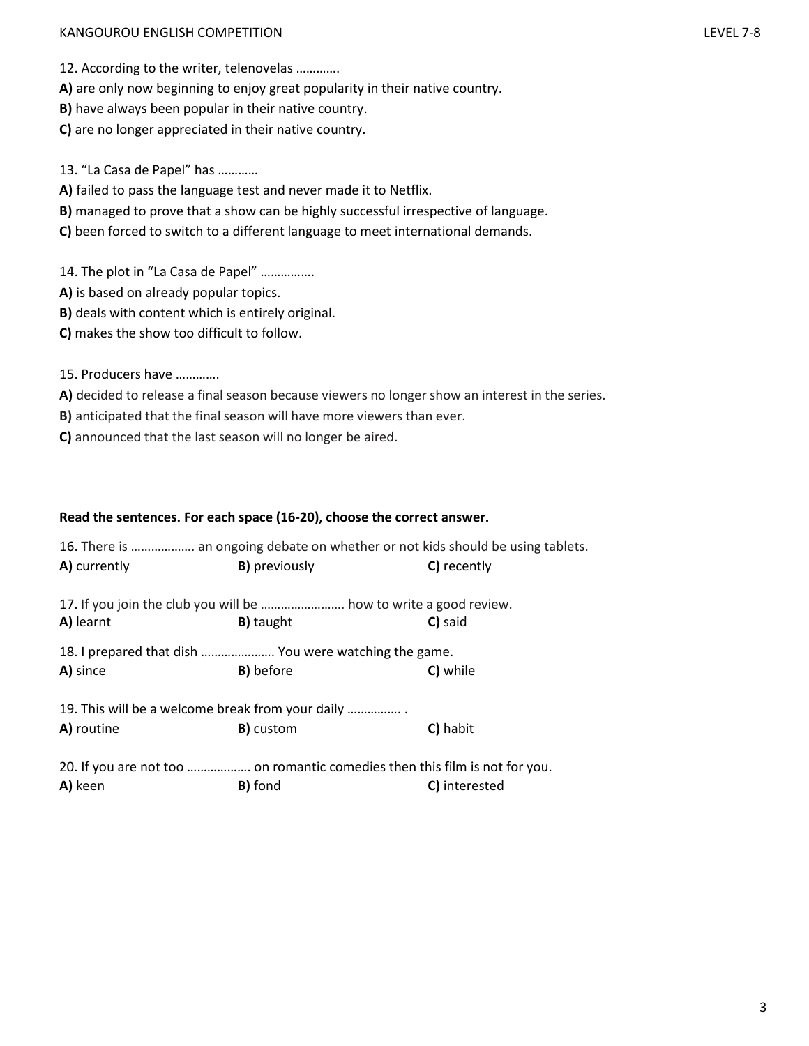12. According to the writer, telenovelas …………

**A)** are only now beginning to enjoy great popularity in their native country.
**B)** have always been popular in their native country.
**C)** are no longer appreciated in their native country.

13. "La Casa de Papel" has …………

**A)** failed to pass the language test and never made it to Netflix.
**B)** managed to prove that a show can be highly successful irrespective of language.
**C)** been forced to switch to a different language to meet international demands.

14. The plot in "La Casa de Papel" …………….

**A)** is based on already popular topics.
**B)** deals with content which is entirely original.
**C)** makes the show too difficult to follow.

15. Producers have …………

**A)** decided to release a final season because viewers no longer show an interest in the series.
**B)** anticipated that the final season will have more viewers than ever.
**C)** announced that the last season will no longer be aired.

**Read the sentences. For each space (16-20), choose the correct answer.**

16. There is ………………. an ongoing debate on whether or not kids should be using tablets.

**A)** currently **B)** previously **C)** recently

17. If you join the club you will be ……………………. how to write a good review.

**A)** learnt **B)** taught **C)** said

18. I prepared that dish …………………. You were watching the game.

**A)** since **B)** before **C)** while

19. This will be a welcome break from your daily ……………. .

**A)** routine **B)** custom **C)** habit

20. If you are not too ………………. on romantic comedies then this film is not for you.

**A)** keen **B)** fond **C)** interested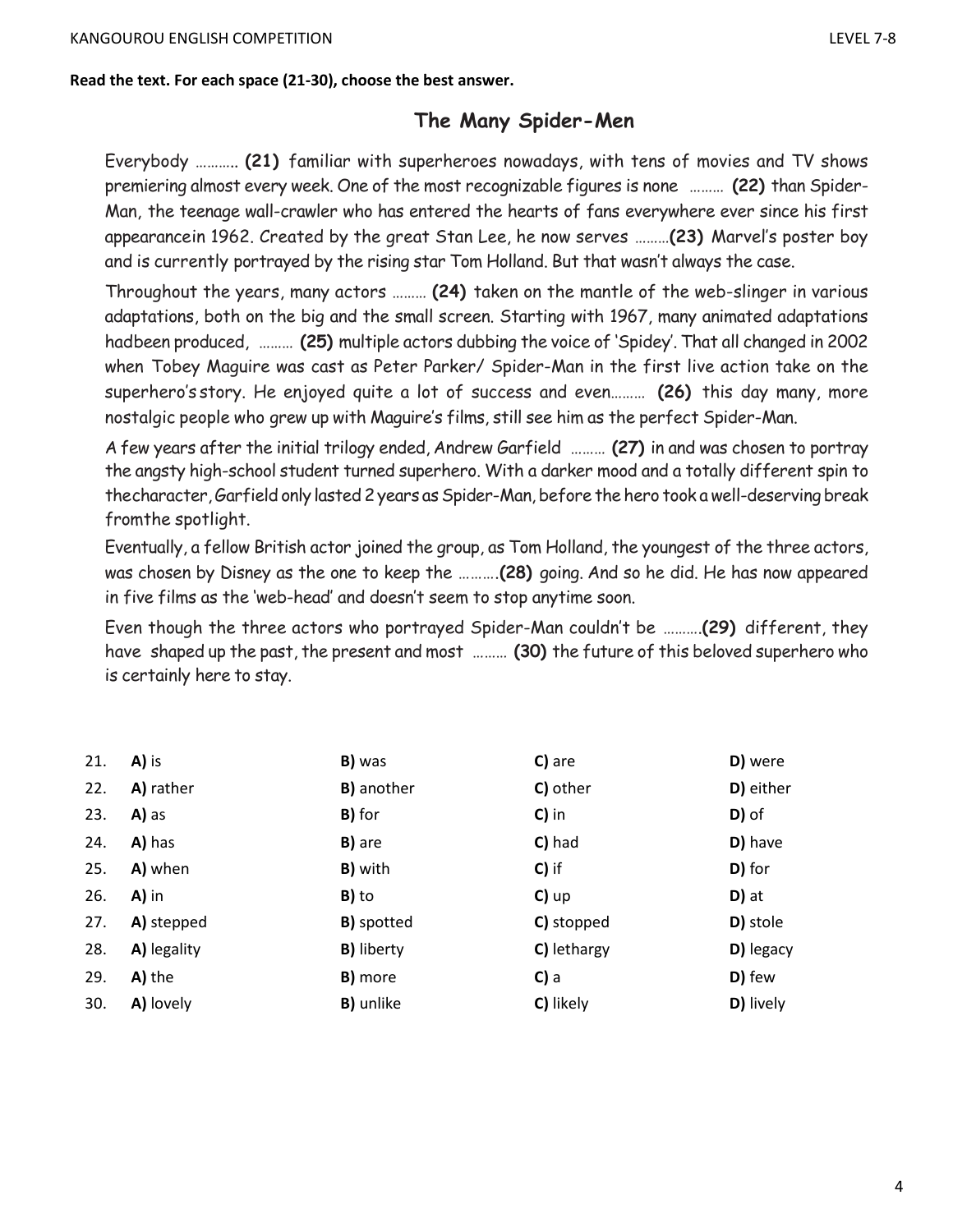**Read the text. For each space (21-30), choose the best answer.**

## The Many Spider-Men

Everybody ……….. **(21)** familiar with superheroes nowadays, with tens of movies and TV shows premiering almost every week. One of the most recognizable figures is none ……… **(22)** than Spider-Man, the teenage wall-crawler who has entered the hearts of fans everywhere ever since his first appearancein 1962. Created by the great Stan Lee, he now serves ………**(23)** Marvel's poster boy and is currently portrayed by the rising star Tom Holland. But that wasn't always the case.

Throughout the years, many actors ……… **(24)** taken on the mantle of the web-slinger in various adaptations, both on the big and the small screen. Starting with 1967, many animated adaptations hadbeen produced, ……… **(25)** multiple actors dubbing the voice of 'Spidey'. That all changed in 2002 when Tobey Maguire was cast as Peter Parker/ Spider-Man in the first live action take on the superhero's story. He enjoyed quite a lot of success and even……… **(26)** this day many, more nostalgic people who grew up with Maguire's films, still see him as the perfect Spider-Man.

A few years after the initial trilogy ended, Andrew Garfield ……… **(27)** in and was chosen to portray the angsty high-school student turned superhero. With a darker mood and a totally different spin to thecharacter, Garfield only lasted 2 years as Spider-Man, before the hero took a well-deserving break fromthe spotlight.

Eventually, a fellow British actor joined the group, as Tom Holland, the youngest of the three actors, was chosen by Disney as the one to keep the ……….**(28)** going. And so he did. He has now appeared in five films as the 'web-head' and doesn't seem to stop anytime soon.

Even though the three actors who portrayed Spider-Man couldn't be ……….**(29)** different, they have shaped up the past, the present and most ……… **(30)** the future of this beloved superhero who is certainly here to stay.

| | | | | |
|---|---|---|---|---|
| 21. | **A)** is | **B)** was | **C)** are | **D)** were |
| 22. | **A)** rather | **B)** another | **C)** other | **D)** either |
| 23. | **A)** as | **B)** for | **C)** in | **D)** of |
| 24. | **A)** has | **B)** are | **C)** had | **D)** have |
| 25. | **A)** when | **B)** with | **C)** if | **D)** for |
| 26. | **A)** in | **B)** to | **C)** up | **D)** at |
| 27. | **A)** stepped | **B)** spotted | **C)** stopped | **D)** stole |
| 28. | **A)** legality | **B)** liberty | **C)** lethargy | **D)** legacy |
| 29. | **A)** the | **B)** more | **C)** a | **D)** few |
| 30. | **A)** lovely | **B)** unlike | **C)** likely | **D)** lively |